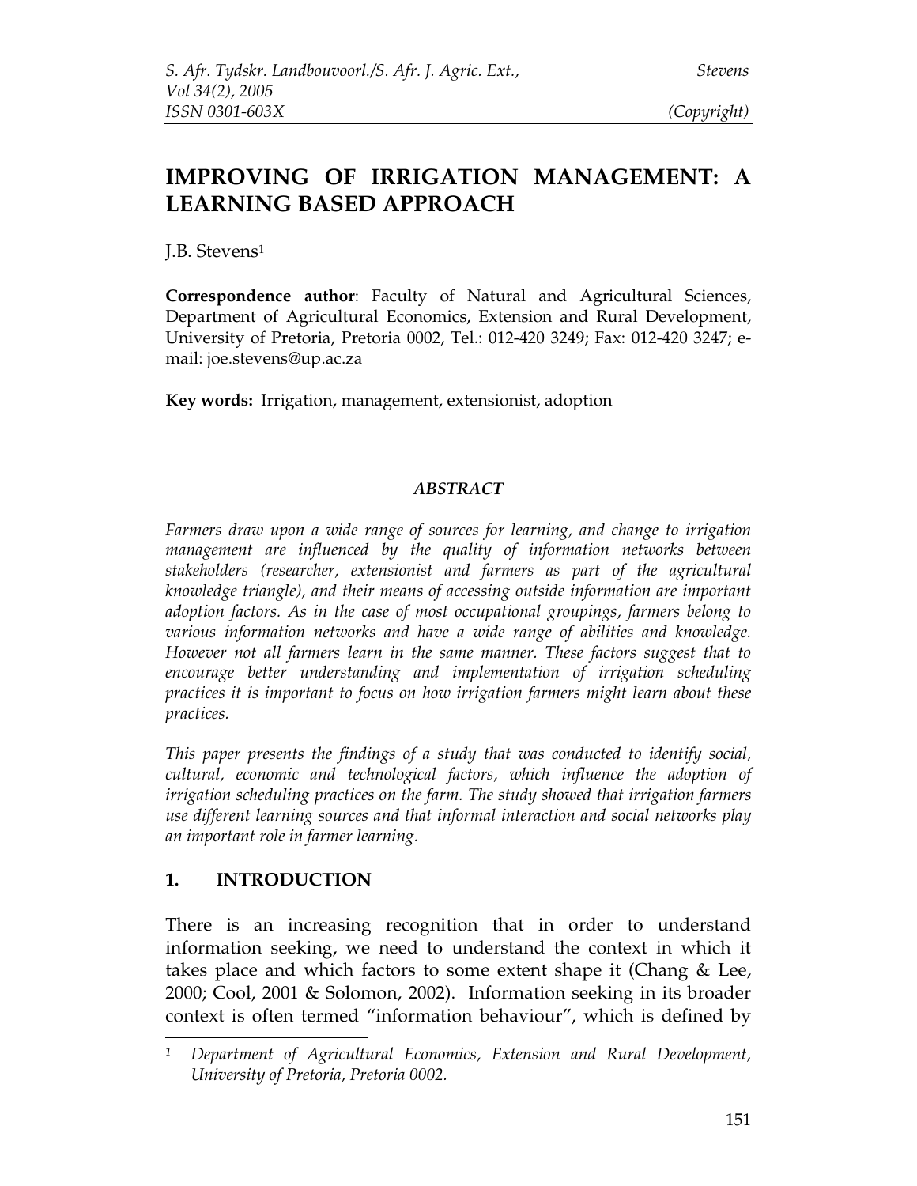# IMPROVING OF IRRIGATION MANAGEMENT: A LEARNING BASED APPROACH

J.B. Stevens[1]

**Correspondence author**: Faculty of Natural and Agricultural Sciences, Department of Agricultural Economics, Extension and Rural Development, University of Pretoria, Pretoria 0002, Tel.: 012-420 3249; Fax: 012-420 3247; e-mail: joe.stevens@up.ac.za

**Key words:** Irrigation, management, extensionist, adoption

## *ABSTRACT*

*Farmers draw upon a wide range of sources for learning, and change to irrigation management are influenced by the quality of information networks between stakeholders (researcher, extensionist and farmers as part of the agricultural knowledge triangle), and their means of accessing outside information are important adoption factors. As in the case of most occupational groupings, farmers belong to various information networks and have a wide range of abilities and knowledge. However not all farmers learn in the same manner. These factors suggest that to encourage better understanding and implementation of irrigation scheduling practices it is important to focus on how irrigation farmers might learn about these practices.*

*This paper presents the findings of a study that was conducted to identify social, cultural, economic and technological factors, which influence the adoption of irrigation scheduling practices on the farm. The study showed that irrigation farmers use different learning sources and that informal interaction and social networks play an important role in farmer learning.*

## 1. INTRODUCTION

There is an increasing recognition that in order to understand information seeking, we need to understand the context in which it takes place and which factors to some extent shape it (Chang & Lee, 2000; Cool, 2001 & Solomon, 2002). Information seeking in its broader context is often termed "information behaviour", which is defined by

---

[1] *Department of Agricultural Economics, Extension and Rural Development, University of Pretoria, Pretoria 0002.*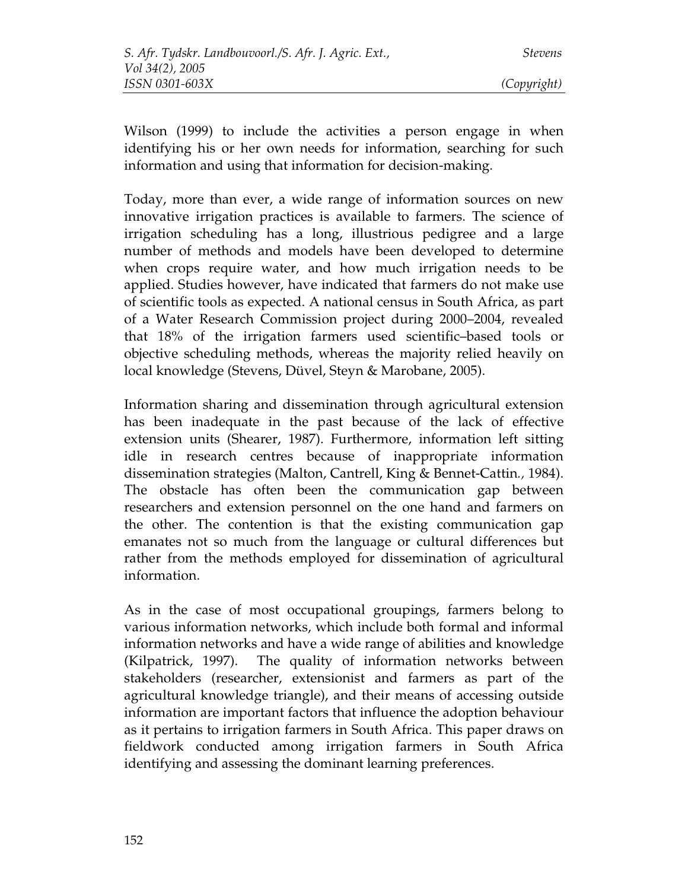Wilson (1999) to include the activities a person engage in when identifying his or her own needs for information, searching for such information and using that information for decision-making.

Today, more than ever, a wide range of information sources on new innovative irrigation practices is available to farmers. The science of irrigation scheduling has a long, illustrious pedigree and a large number of methods and models have been developed to determine when crops require water, and how much irrigation needs to be applied. Studies however, have indicated that farmers do not make use of scientific tools as expected. A national census in South Africa, as part of a Water Research Commission project during 2000–2004, revealed that 18% of the irrigation farmers used scientific–based tools or objective scheduling methods, whereas the majority relied heavily on local knowledge (Stevens, Düvel, Steyn & Marobane, 2005).

Information sharing and dissemination through agricultural extension has been inadequate in the past because of the lack of effective extension units (Shearer, 1987). Furthermore, information left sitting idle in research centres because of inappropriate information dissemination strategies (Malton, Cantrell, King & Bennet-Cattin., 1984). The obstacle has often been the communication gap between researchers and extension personnel on the one hand and farmers on the other. The contention is that the existing communication gap emanates not so much from the language or cultural differences but rather from the methods employed for dissemination of agricultural information.

As in the case of most occupational groupings, farmers belong to various information networks, which include both formal and informal information networks and have a wide range of abilities and knowledge (Kilpatrick, 1997). The quality of information networks between stakeholders (researcher, extensionist and farmers as part of the agricultural knowledge triangle), and their means of accessing outside information are important factors that influence the adoption behaviour as it pertains to irrigation farmers in South Africa. This paper draws on fieldwork conducted among irrigation farmers in South Africa identifying and assessing the dominant learning preferences.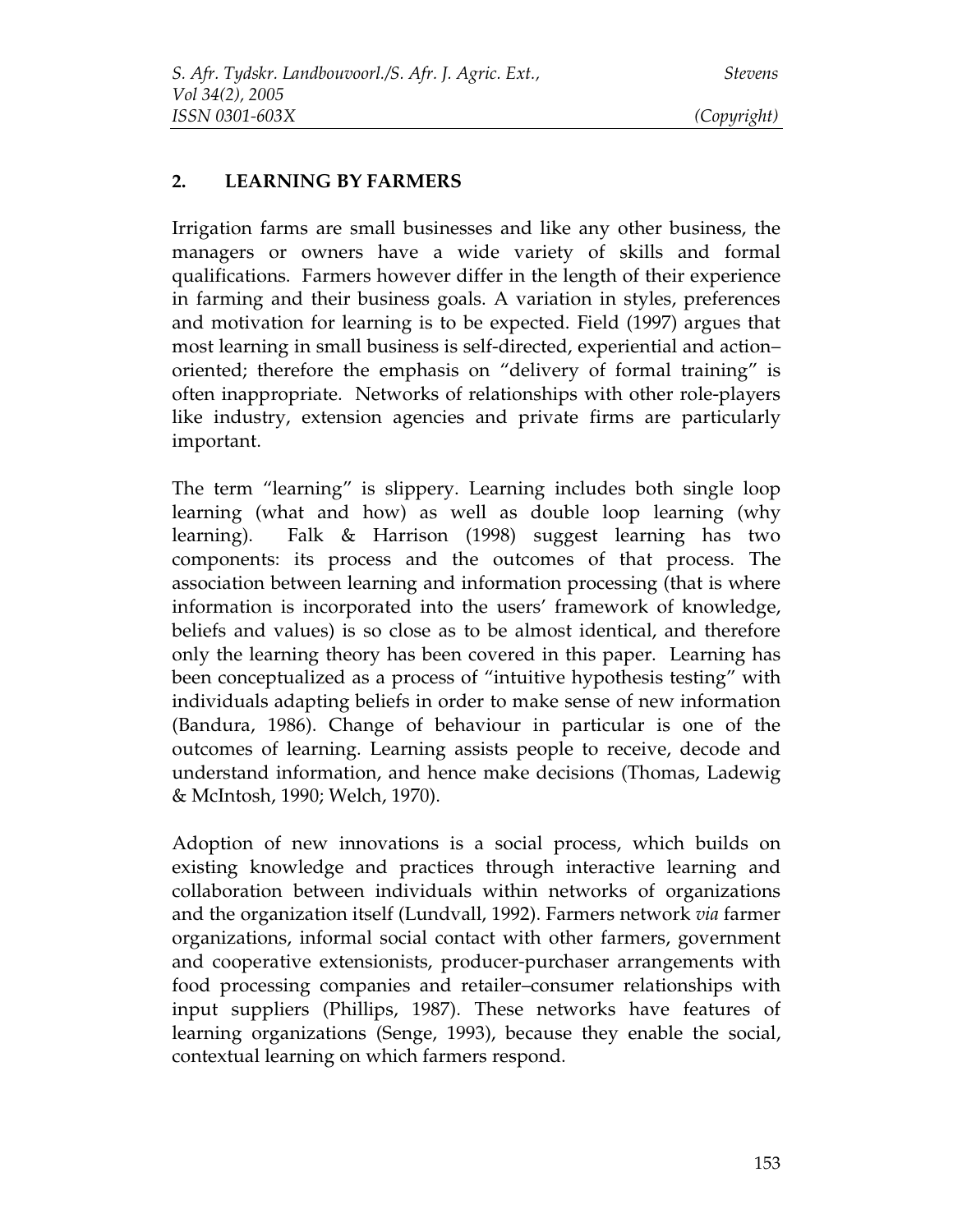## 2. LEARNING BY FARMERS

Irrigation farms are small businesses and like any other business, the managers or owners have a wide variety of skills and formal qualifications. Farmers however differ in the length of their experience in farming and their business goals. A variation in styles, preferences and motivation for learning is to be expected. Field (1997) argues that most learning in small business is self-directed, experiential and action–oriented; therefore the emphasis on "delivery of formal training" is often inappropriate. Networks of relationships with other role-players like industry, extension agencies and private firms are particularly important.

The term "learning" is slippery. Learning includes both single loop learning (what and how) as well as double loop learning (why learning). Falk & Harrison (1998) suggest learning has two components: its process and the outcomes of that process. The association between learning and information processing (that is where information is incorporated into the users' framework of knowledge, beliefs and values) is so close as to be almost identical, and therefore only the learning theory has been covered in this paper. Learning has been conceptualized as a process of "intuitive hypothesis testing" with individuals adapting beliefs in order to make sense of new information (Bandura, 1986). Change of behaviour in particular is one of the outcomes of learning. Learning assists people to receive, decode and understand information, and hence make decisions (Thomas, Ladewig & McIntosh, 1990; Welch, 1970).

Adoption of new innovations is a social process, which builds on existing knowledge and practices through interactive learning and collaboration between individuals within networks of organizations and the organization itself (Lundvall, 1992). Farmers network *via* farmer organizations, informal social contact with other farmers, government and cooperative extensionists, producer-purchaser arrangements with food processing companies and retailer–consumer relationships with input suppliers (Phillips, 1987). These networks have features of learning organizations (Senge, 1993), because they enable the social, contextual learning on which farmers respond.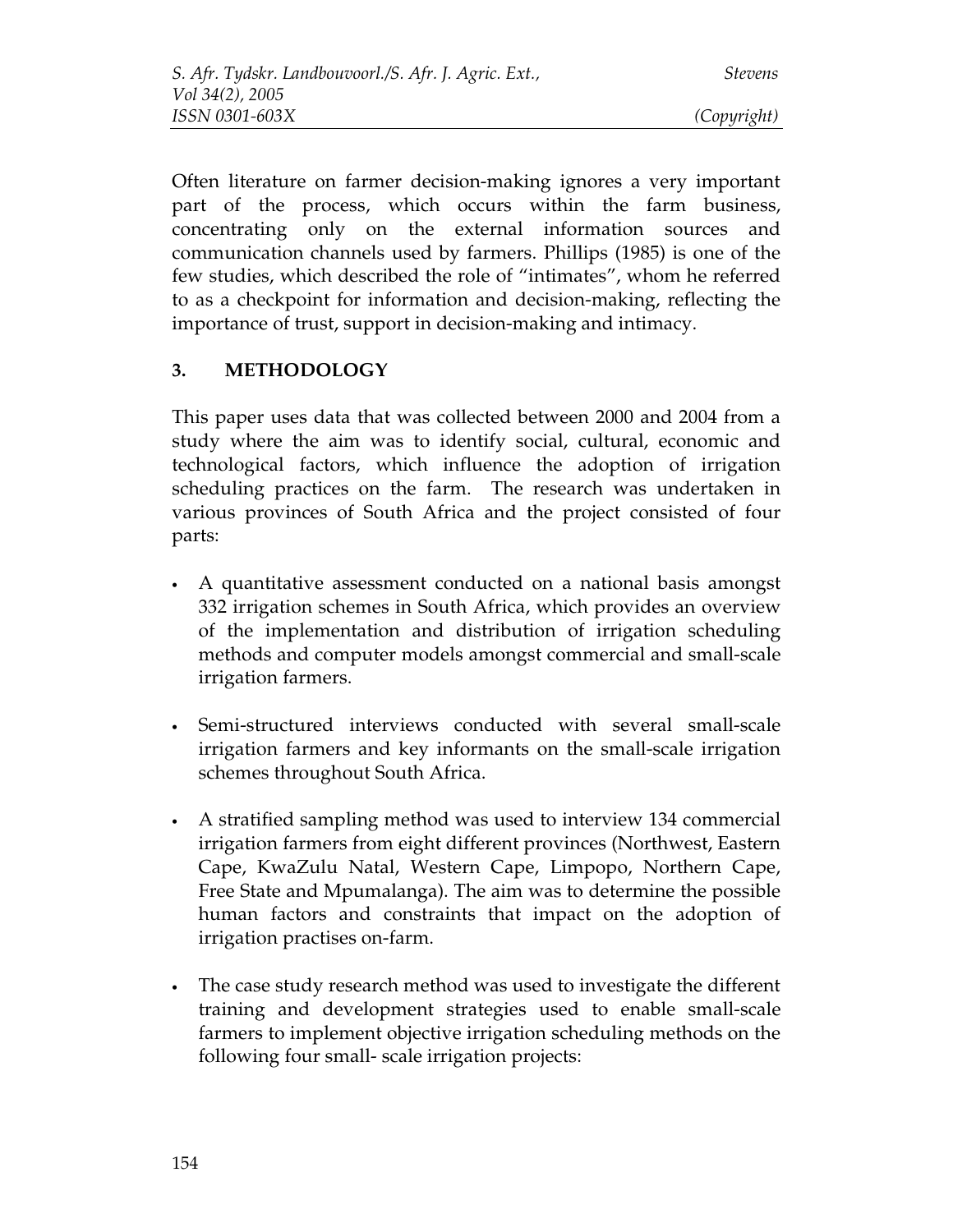Often literature on farmer decision-making ignores a very important part of the process, which occurs within the farm business, concentrating only on the external information sources and communication channels used by farmers. Phillips (1985) is one of the few studies, which described the role of "intimates", whom he referred to as a checkpoint for information and decision-making, reflecting the importance of trust, support in decision-making and intimacy.

## 3. METHODOLOGY

This paper uses data that was collected between 2000 and 2004 from a study where the aim was to identify social, cultural, economic and technological factors, which influence the adoption of irrigation scheduling practices on the farm. The research was undertaken in various provinces of South Africa and the project consisted of four parts:

- A quantitative assessment conducted on a national basis amongst 332 irrigation schemes in South Africa, which provides an overview of the implementation and distribution of irrigation scheduling methods and computer models amongst commercial and small-scale irrigation farmers.
- Semi-structured interviews conducted with several small-scale irrigation farmers and key informants on the small-scale irrigation schemes throughout South Africa.
- A stratified sampling method was used to interview 134 commercial irrigation farmers from eight different provinces (Northwest, Eastern Cape, KwaZulu Natal, Western Cape, Limpopo, Northern Cape, Free State and Mpumalanga). The aim was to determine the possible human factors and constraints that impact on the adoption of irrigation practises on-farm.
- The case study research method was used to investigate the different training and development strategies used to enable small-scale farmers to implement objective irrigation scheduling methods on the following four small- scale irrigation projects: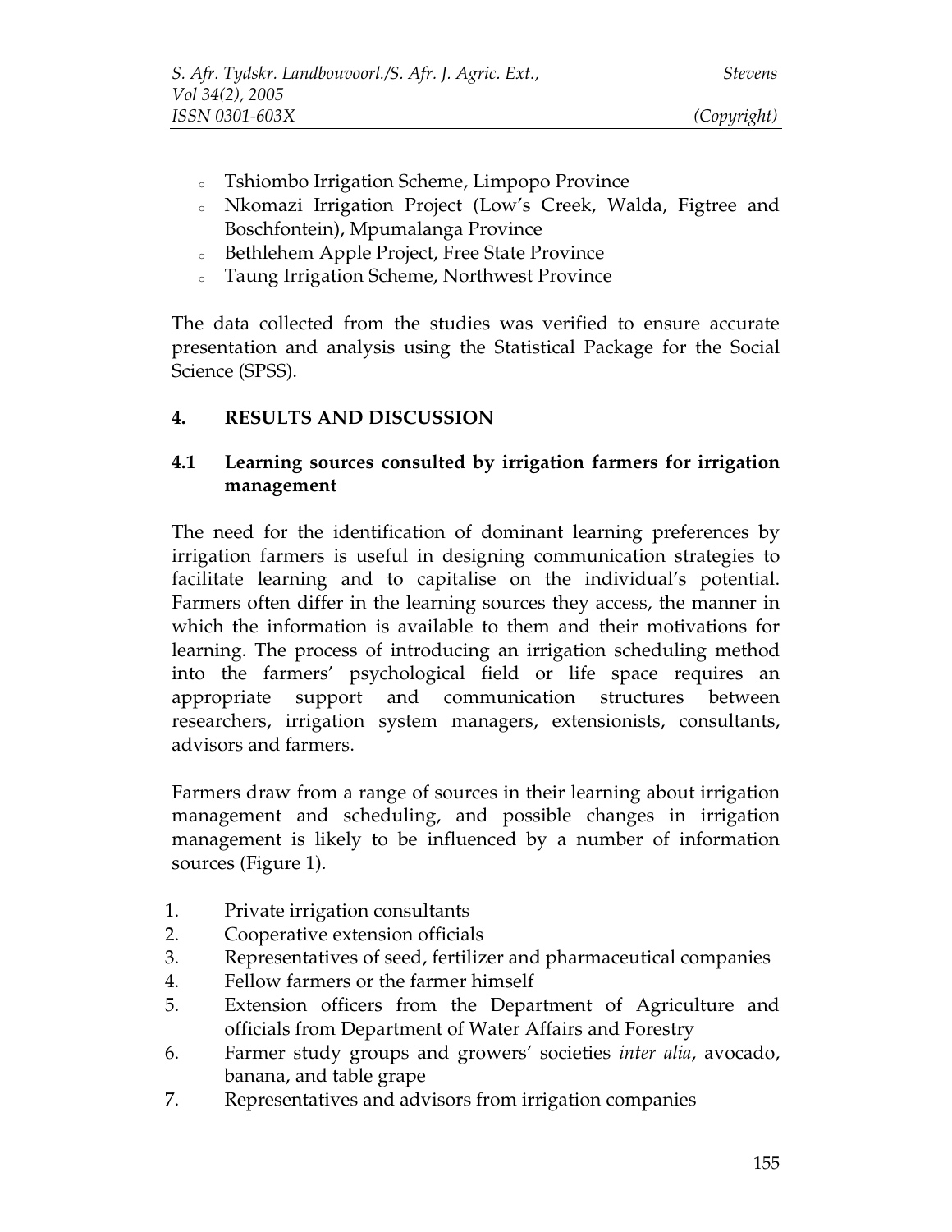- Tshiombo Irrigation Scheme, Limpopo Province
- Nkomazi Irrigation Project (Low's Creek, Walda, Figtree and Boschfontein), Mpumalanga Province
- Bethlehem Apple Project, Free State Province
- Taung Irrigation Scheme, Northwest Province

The data collected from the studies was verified to ensure accurate presentation and analysis using the Statistical Package for the Social Science (SPSS).

## 4. RESULTS AND DISCUSSION

### 4.1 Learning sources consulted by irrigation farmers for irrigation management

The need for the identification of dominant learning preferences by irrigation farmers is useful in designing communication strategies to facilitate learning and to capitalise on the individual's potential. Farmers often differ in the learning sources they access, the manner in which the information is available to them and their motivations for learning. The process of introducing an irrigation scheduling method into the farmers' psychological field or life space requires an appropriate support and communication structures between researchers, irrigation system managers, extensionists, consultants, advisors and farmers.

Farmers draw from a range of sources in their learning about irrigation management and scheduling, and possible changes in irrigation management is likely to be influenced by a number of information sources (Figure 1).

1. Private irrigation consultants
2. Cooperative extension officials
3. Representatives of seed, fertilizer and pharmaceutical companies
4. Fellow farmers or the farmer himself
5. Extension officers from the Department of Agriculture and officials from Department of Water Affairs and Forestry
6. Farmer study groups and growers' societies *inter alia*, avocado, banana, and table grape
7. Representatives and advisors from irrigation companies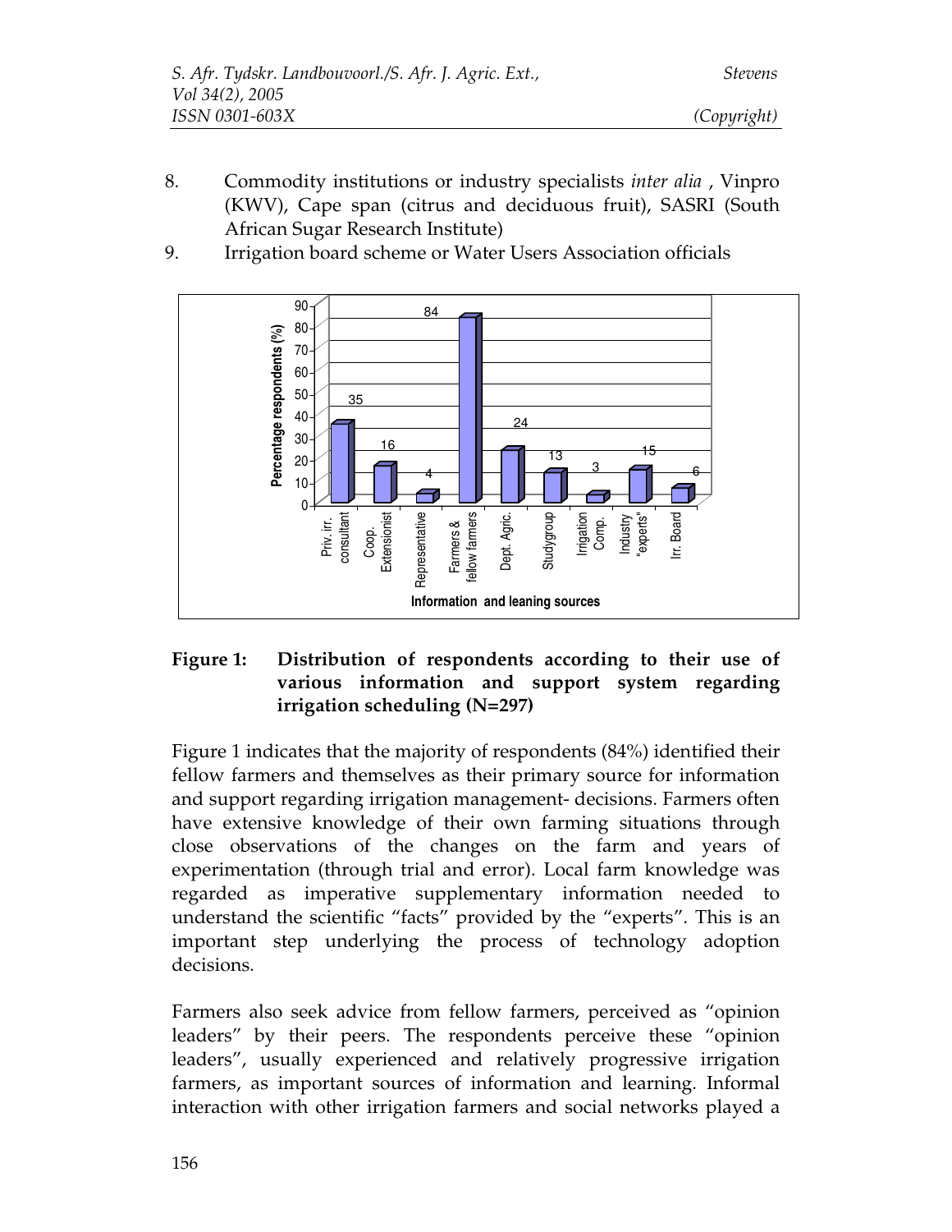8. Commodity institutions or industry specialists *inter alia* , Vinpro (KWV), Cape span (citrus and deciduous fruit), SASRI (South African Sugar Research Institute)
9. Irrigation board scheme or Water Users Association officials

**Figure 1: Distribution of respondents according to their use of various information and support system regarding irrigation scheduling (N=297)**

Figure 1 indicates that the majority of respondents (84%) identified their fellow farmers and themselves as their primary source for information and support regarding irrigation management- decisions. Farmers often have extensive knowledge of their own farming situations through close observations of the changes on the farm and years of experimentation (through trial and error). Local farm knowledge was regarded as imperative supplementary information needed to understand the scientific "facts" provided by the "experts". This is an important step underlying the process of technology adoption decisions.

Farmers also seek advice from fellow farmers, perceived as "opinion leaders" by their peers. The respondents perceive these "opinion leaders", usually experienced and relatively progressive irrigation farmers, as important sources of information and learning. Informal interaction with other irrigation farmers and social networks played a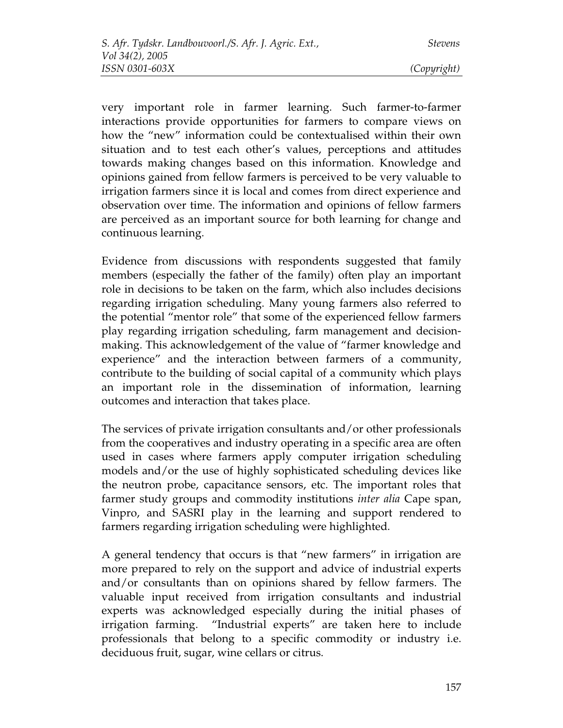very important role in farmer learning. Such farmer-to-farmer interactions provide opportunities for farmers to compare views on how the "new" information could be contextualised within their own situation and to test each other's values, perceptions and attitudes towards making changes based on this information. Knowledge and opinions gained from fellow farmers is perceived to be very valuable to irrigation farmers since it is local and comes from direct experience and observation over time. The information and opinions of fellow farmers are perceived as an important source for both learning for change and continuous learning.

Evidence from discussions with respondents suggested that family members (especially the father of the family) often play an important role in decisions to be taken on the farm, which also includes decisions regarding irrigation scheduling. Many young farmers also referred to the potential "mentor role" that some of the experienced fellow farmers play regarding irrigation scheduling, farm management and decision-making. This acknowledgement of the value of "farmer knowledge and experience" and the interaction between farmers of a community, contribute to the building of social capital of a community which plays an important role in the dissemination of information, learning outcomes and interaction that takes place.

The services of private irrigation consultants and/or other professionals from the cooperatives and industry operating in a specific area are often used in cases where farmers apply computer irrigation scheduling models and/or the use of highly sophisticated scheduling devices like the neutron probe, capacitance sensors, etc. The important roles that farmer study groups and commodity institutions *inter alia* Cape span, Vinpro, and SASRI play in the learning and support rendered to farmers regarding irrigation scheduling were highlighted.

A general tendency that occurs is that "new farmers" in irrigation are more prepared to rely on the support and advice of industrial experts and/or consultants than on opinions shared by fellow farmers. The valuable input received from irrigation consultants and industrial experts was acknowledged especially during the initial phases of irrigation farming. "Industrial experts" are taken here to include professionals that belong to a specific commodity or industry i.e. deciduous fruit, sugar, wine cellars or citrus.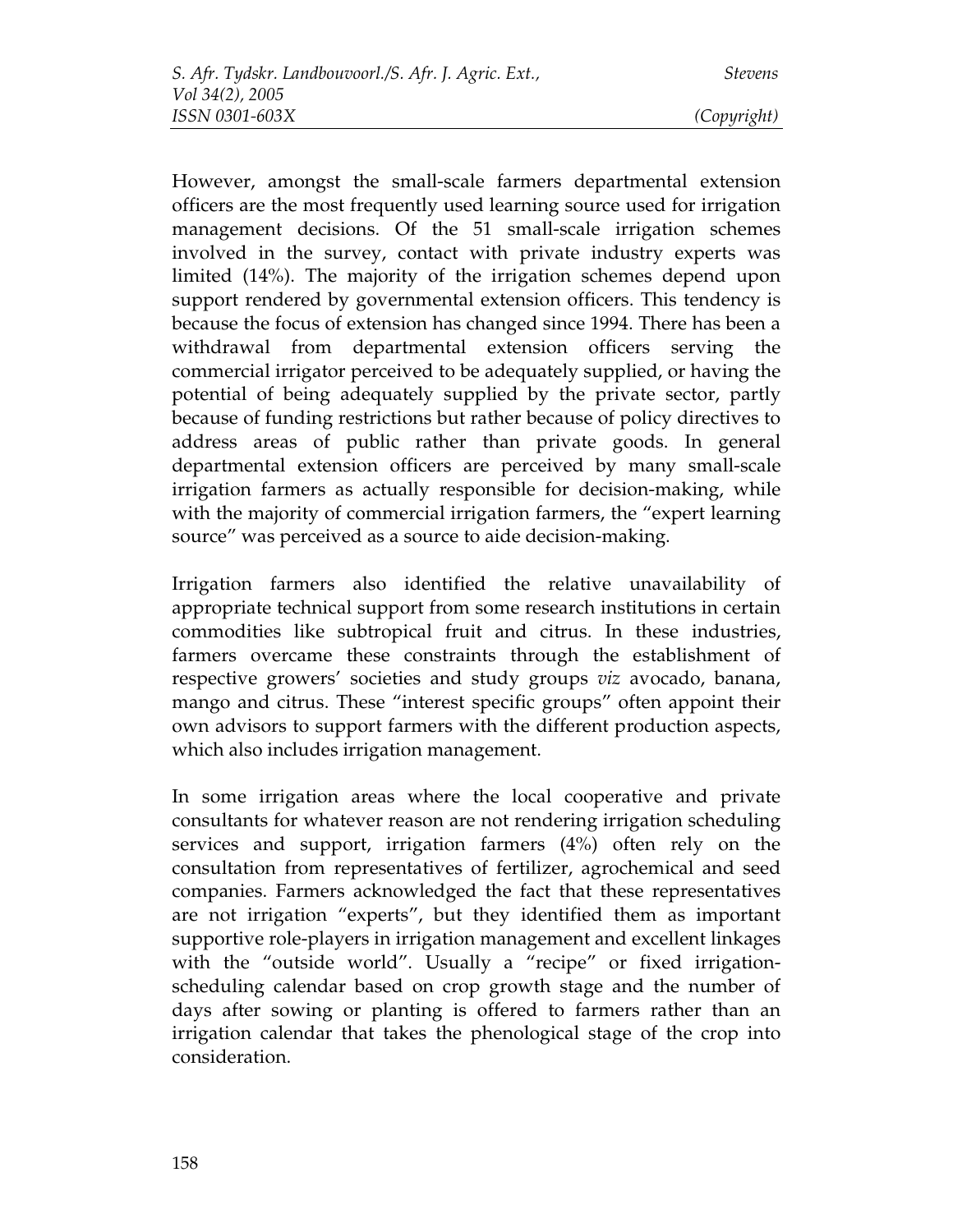However, amongst the small-scale farmers departmental extension officers are the most frequently used learning source used for irrigation management decisions. Of the 51 small-scale irrigation schemes involved in the survey, contact with private industry experts was limited (14%). The majority of the irrigation schemes depend upon support rendered by governmental extension officers. This tendency is because the focus of extension has changed since 1994. There has been a withdrawal from departmental extension officers serving the commercial irrigator perceived to be adequately supplied, or having the potential of being adequately supplied by the private sector, partly because of funding restrictions but rather because of policy directives to address areas of public rather than private goods. In general departmental extension officers are perceived by many small-scale irrigation farmers as actually responsible for decision-making, while with the majority of commercial irrigation farmers, the "expert learning source" was perceived as a source to aide decision-making.

Irrigation farmers also identified the relative unavailability of appropriate technical support from some research institutions in certain commodities like subtropical fruit and citrus. In these industries, farmers overcame these constraints through the establishment of respective growers' societies and study groups *viz* avocado, banana, mango and citrus. These "interest specific groups" often appoint their own advisors to support farmers with the different production aspects, which also includes irrigation management.

In some irrigation areas where the local cooperative and private consultants for whatever reason are not rendering irrigation scheduling services and support, irrigation farmers (4%) often rely on the consultation from representatives of fertilizer, agrochemical and seed companies. Farmers acknowledged the fact that these representatives are not irrigation "experts", but they identified them as important supportive role-players in irrigation management and excellent linkages with the "outside world". Usually a "recipe" or fixed irrigation-scheduling calendar based on crop growth stage and the number of days after sowing or planting is offered to farmers rather than an irrigation calendar that takes the phenological stage of the crop into consideration.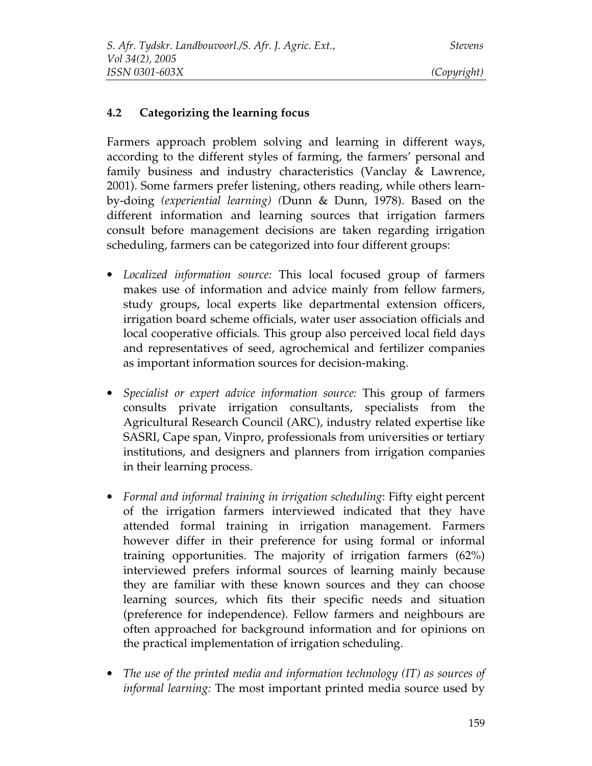### 4.2 Categorizing the learning focus

Farmers approach problem solving and learning in different ways, according to the different styles of farming, the farmers' personal and family business and industry characteristics (Vanclay & Lawrence, 2001). Some farmers prefer listening, others reading, while others learn-by-doing *(experiential learning) (*Dunn & Dunn, 1978). Based on the different information and learning sources that irrigation farmers consult before management decisions are taken regarding irrigation scheduling, farmers can be categorized into four different groups:

- *Localized information source:* This local focused group of farmers makes use of information and advice mainly from fellow farmers, study groups, local experts like departmental extension officers, irrigation board scheme officials, water user association officials and local cooperative officials. This group also perceived local field days and representatives of seed, agrochemical and fertilizer companies as important information sources for decision-making.

- *Specialist or expert advice information source:* This group of farmers consults private irrigation consultants, specialists from the Agricultural Research Council (ARC), industry related expertise like SASRI, Cape span, Vinpro, professionals from universities or tertiary institutions, and designers and planners from irrigation companies in their learning process.

- *Formal and informal training in irrigation scheduling*: Fifty eight percent of the irrigation farmers interviewed indicated that they have attended formal training in irrigation management. Farmers however differ in their preference for using formal or informal training opportunities. The majority of irrigation farmers (62%) interviewed prefers informal sources of learning mainly because they are familiar with these known sources and they can choose learning sources, which fits their specific needs and situation (preference for independence). Fellow farmers and neighbours are often approached for background information and for opinions on the practical implementation of irrigation scheduling.

- *The use of the printed media and information technology (IT) as sources of informal learning:* The most important printed media source used by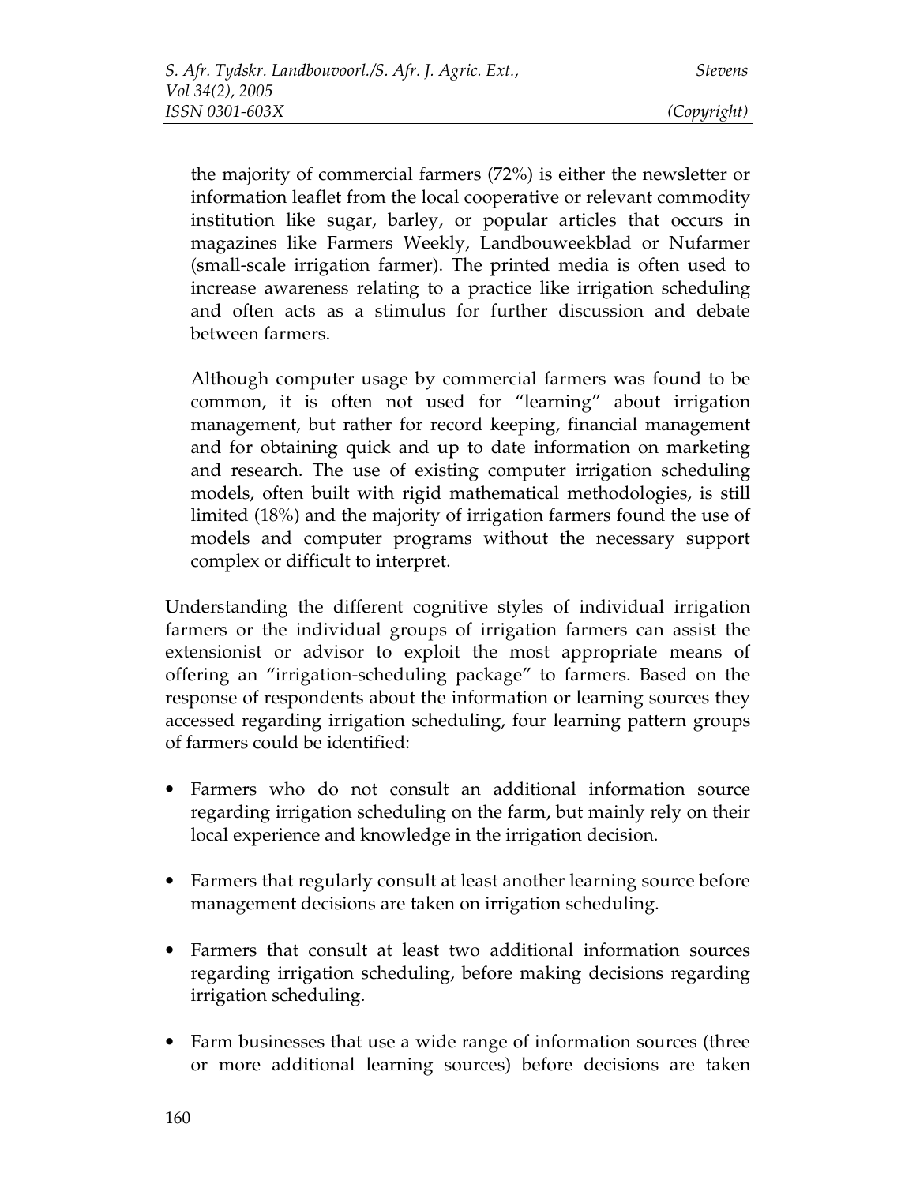the majority of commercial farmers (72%) is either the newsletter or information leaflet from the local cooperative or relevant commodity institution like sugar, barley, or popular articles that occurs in magazines like Farmers Weekly, Landbouweekblad or Nufarmer (small-scale irrigation farmer). The printed media is often used to increase awareness relating to a practice like irrigation scheduling and often acts as a stimulus for further discussion and debate between farmers.

Although computer usage by commercial farmers was found to be common, it is often not used for "learning" about irrigation management, but rather for record keeping, financial management and for obtaining quick and up to date information on marketing and research. The use of existing computer irrigation scheduling models, often built with rigid mathematical methodologies, is still limited (18%) and the majority of irrigation farmers found the use of models and computer programs without the necessary support complex or difficult to interpret.

Understanding the different cognitive styles of individual irrigation farmers or the individual groups of irrigation farmers can assist the extensionist or advisor to exploit the most appropriate means of offering an "irrigation-scheduling package" to farmers. Based on the response of respondents about the information or learning sources they accessed regarding irrigation scheduling, four learning pattern groups of farmers could be identified:

- Farmers who do not consult an additional information source regarding irrigation scheduling on the farm, but mainly rely on their local experience and knowledge in the irrigation decision.
- Farmers that regularly consult at least another learning source before management decisions are taken on irrigation scheduling.
- Farmers that consult at least two additional information sources regarding irrigation scheduling, before making decisions regarding irrigation scheduling.
- Farm businesses that use a wide range of information sources (three or more additional learning sources) before decisions are taken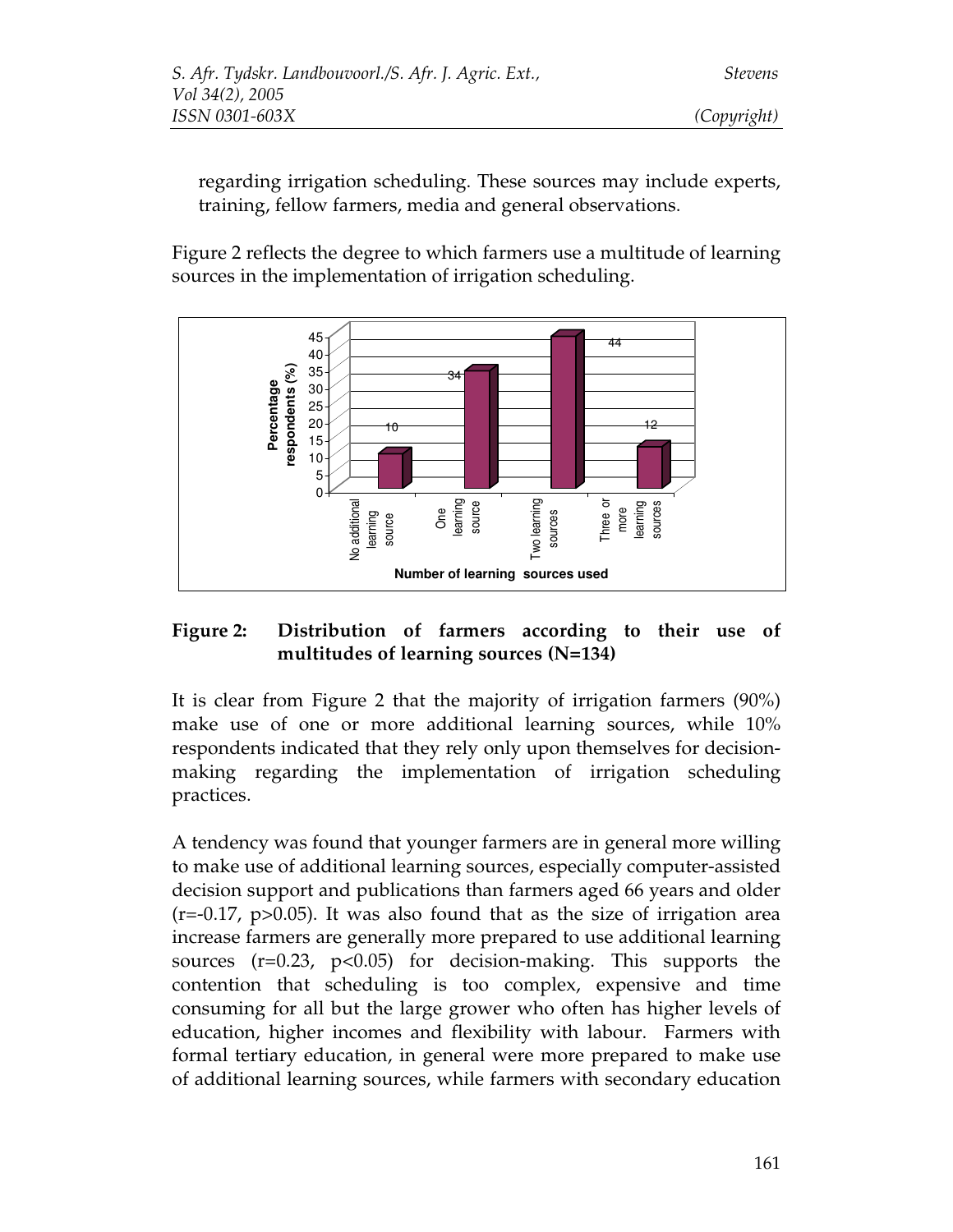regarding irrigation scheduling. These sources may include experts, training, fellow farmers, media and general observations.

Figure 2 reflects the degree to which farmers use a multitude of learning sources in the implementation of irrigation scheduling.

**Figure 2: Distribution of farmers according to their use of multitudes of learning sources (N=134)**

It is clear from Figure 2 that the majority of irrigation farmers (90%) make use of one or more additional learning sources, while 10% respondents indicated that they rely only upon themselves for decision-making regarding the implementation of irrigation scheduling practices.

A tendency was found that younger farmers are in general more willing to make use of additional learning sources, especially computer-assisted decision support and publications than farmers aged 66 years and older ($r=-0.17$, $p>0.05$). It was also found that as the size of irrigation area increase farmers are generally more prepared to use additional learning sources ($r=0.23$, $p<0.05$) for decision-making. This supports the contention that scheduling is too complex, expensive and time consuming for all but the large grower who often has higher levels of education, higher incomes and flexibility with labour. Farmers with formal tertiary education, in general were more prepared to make use of additional learning sources, while farmers with secondary education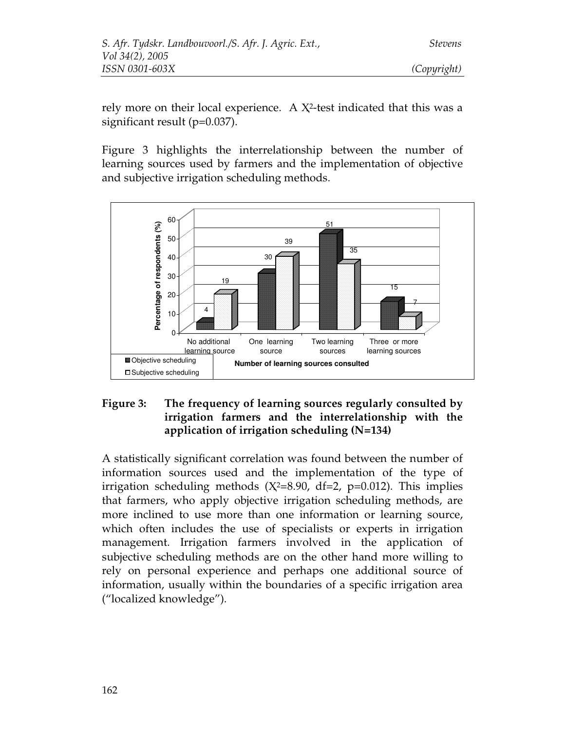rely more on their local experience. A $X^2$-test indicated that this was a significant result ($p=0.037$).

Figure 3 highlights the interrelationship between the number of learning sources used by farmers and the implementation of objective and subjective irrigation scheduling methods.

**Figure 3: The frequency of learning sources regularly consulted by irrigation farmers and the interrelationship with the application of irrigation scheduling (N=134)**

A statistically significant correlation was found between the number of information sources used and the implementation of the type of irrigation scheduling methods ($X^2=8.90$, $df=2$, $p=0.012$). This implies that farmers, who apply objective irrigation scheduling methods, are more inclined to use more than one information or learning source, which often includes the use of specialists or experts in irrigation management. Irrigation farmers involved in the application of subjective scheduling methods are on the other hand more willing to rely on personal experience and perhaps one additional source of information, usually within the boundaries of a specific irrigation area ("localized knowledge").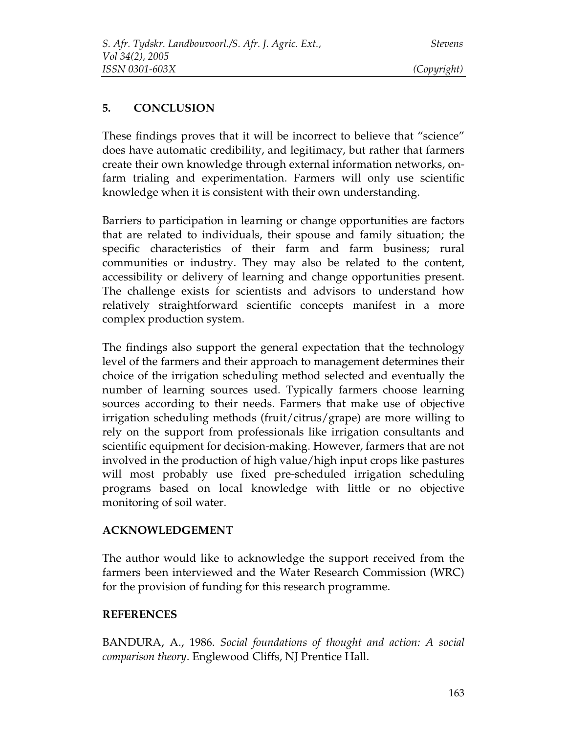## 5. CONCLUSION

These findings proves that it will be incorrect to believe that "science" does have automatic credibility, and legitimacy, but rather that farmers create their own knowledge through external information networks, on-farm trialing and experimentation. Farmers will only use scientific knowledge when it is consistent with their own understanding.

Barriers to participation in learning or change opportunities are factors that are related to individuals, their spouse and family situation; the specific characteristics of their farm and farm business; rural communities or industry. They may also be related to the content, accessibility or delivery of learning and change opportunities present. The challenge exists for scientists and advisors to understand how relatively straightforward scientific concepts manifest in a more complex production system.

The findings also support the general expectation that the technology level of the farmers and their approach to management determines their choice of the irrigation scheduling method selected and eventually the number of learning sources used. Typically farmers choose learning sources according to their needs. Farmers that make use of objective irrigation scheduling methods (fruit/citrus/grape) are more willing to rely on the support from professionals like irrigation consultants and scientific equipment for decision-making. However, farmers that are not involved in the production of high value/high input crops like pastures will most probably use fixed pre-scheduled irrigation scheduling programs based on local knowledge with little or no objective monitoring of soil water.

## ACKNOWLEDGEMENT

The author would like to acknowledge the support received from the farmers been interviewed and the Water Research Commission (WRC) for the provision of funding for this research programme.

## REFERENCES

BANDURA, A., 1986. *Social foundations of thought and action: A social comparison theory*. Englewood Cliffs, NJ Prentice Hall.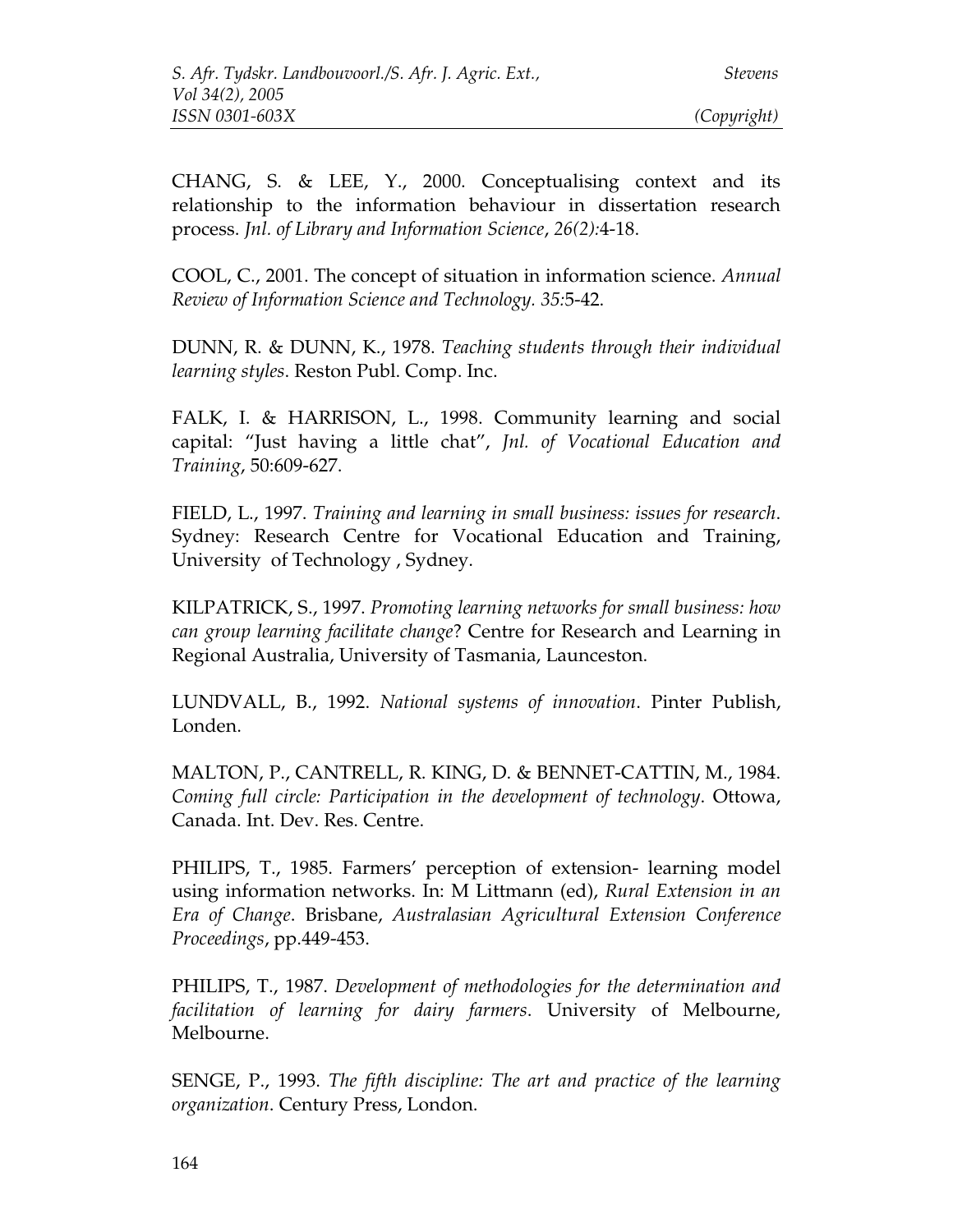CHANG, S. & LEE, Y., 2000. Conceptualising context and its relationship to the information behaviour in dissertation research process. *Jnl. of Library and Information Science*, *26(2):*4-18.

COOL, C., 2001. The concept of situation in information science. *Annual Review of Information Science and Technology. 35:*5-42.

DUNN, R. & DUNN, K., 1978. *Teaching students through their individual learning styles*. Reston Publ. Comp. Inc.

FALK, I. & HARRISON, L., 1998. Community learning and social capital: "Just having a little chat", *Jnl. of Vocational Education and Training*, 50:609-627.

FIELD, L., 1997. *Training and learning in small business: issues for research*. Sydney: Research Centre for Vocational Education and Training, University of Technology , Sydney.

KILPATRICK, S., 1997. *Promoting learning networks for small business: how can group learning facilitate change*? Centre for Research and Learning in Regional Australia, University of Tasmania, Launceston.

LUNDVALL, B., 1992. *National systems of innovation*. Pinter Publish, Londen.

MALTON, P., CANTRELL, R. KING, D. & BENNET-CATTIN, M., 1984. *Coming full circle: Participation in the development of technology*. Ottowa, Canada. Int. Dev. Res. Centre.

PHILIPS, T., 1985. Farmers' perception of extension- learning model using information networks. In: M Littmann (ed), *Rural Extension in an Era of Change*. Brisbane, *Australasian Agricultural Extension Conference Proceedings*, pp.449-453.

PHILIPS, T., 1987. *Development of methodologies for the determination and facilitation of learning for dairy farmers*. University of Melbourne, Melbourne.

SENGE, P., 1993. *The fifth discipline: The art and practice of the learning organization*. Century Press, London.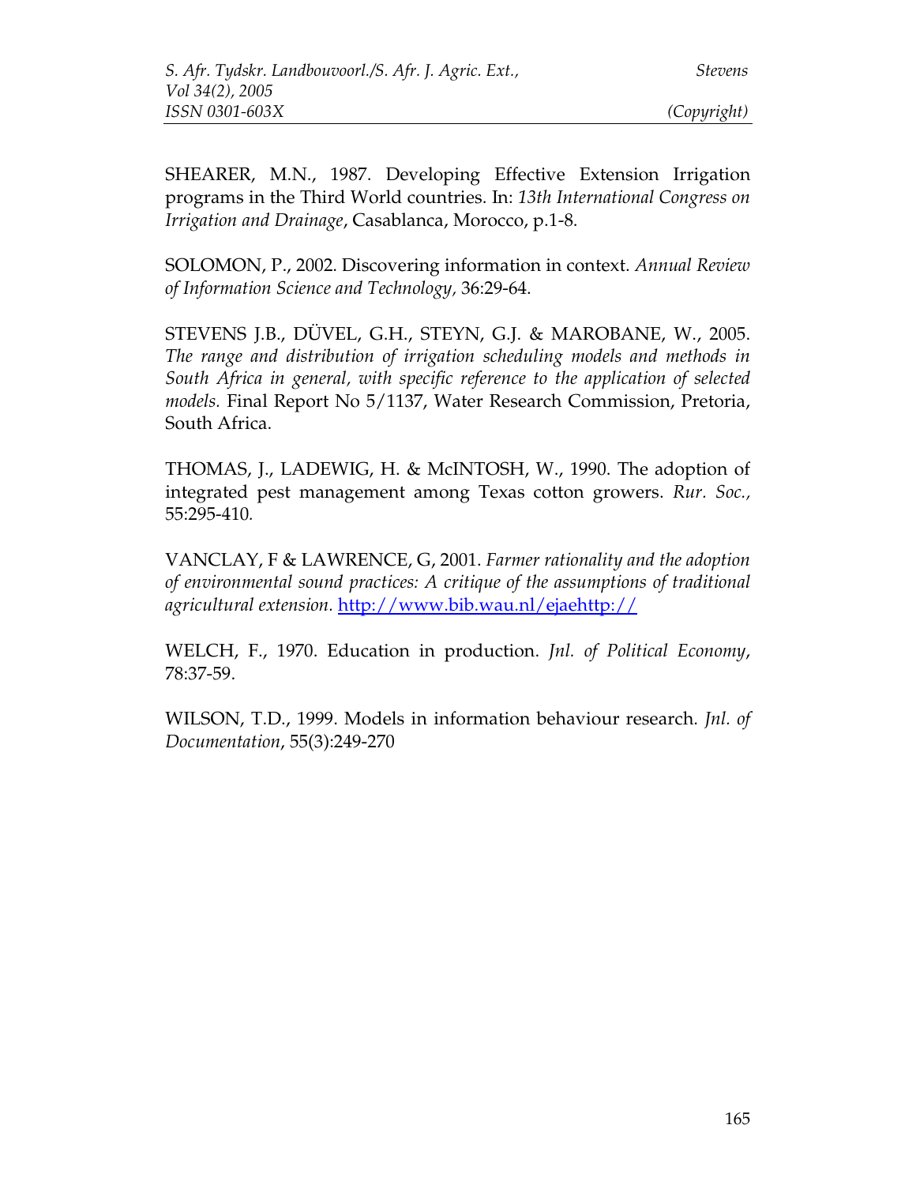SHEARER, M.N., 1987. Developing Effective Extension Irrigation programs in the Third World countries. In: *13th International Congress on Irrigation and Drainage*, Casablanca, Morocco, p.1-8.

SOLOMON, P., 2002. Discovering information in context. *Annual Review of Information Science and Technology*, 36:29-64.

STEVENS J.B., DÜVEL, G.H., STEYN, G.J. & MAROBANE, W., 2005. *The range and distribution of irrigation scheduling models and methods in South Africa in general, with specific reference to the application of selected models.* Final Report No 5/1137, Water Research Commission, Pretoria, South Africa.

THOMAS, J., LADEWIG, H. & McINTOSH, W., 1990. The adoption of integrated pest management among Texas cotton growers. *Rur. Soc.*, 55:295-410.

VANCLAY, F & LAWRENCE, G, 2001. *Farmer rationality and the adoption of environmental sound practices: A critique of the assumptions of traditional agricultural extension.* http://www.bib.wau.nl/ejaehttp://

WELCH, F., 1970. Education in production. *Jnl. of Political Economy*, 78:37-59.

WILSON, T.D., 1999. Models in information behaviour research. *Jnl. of Documentation*, 55(3):249-270